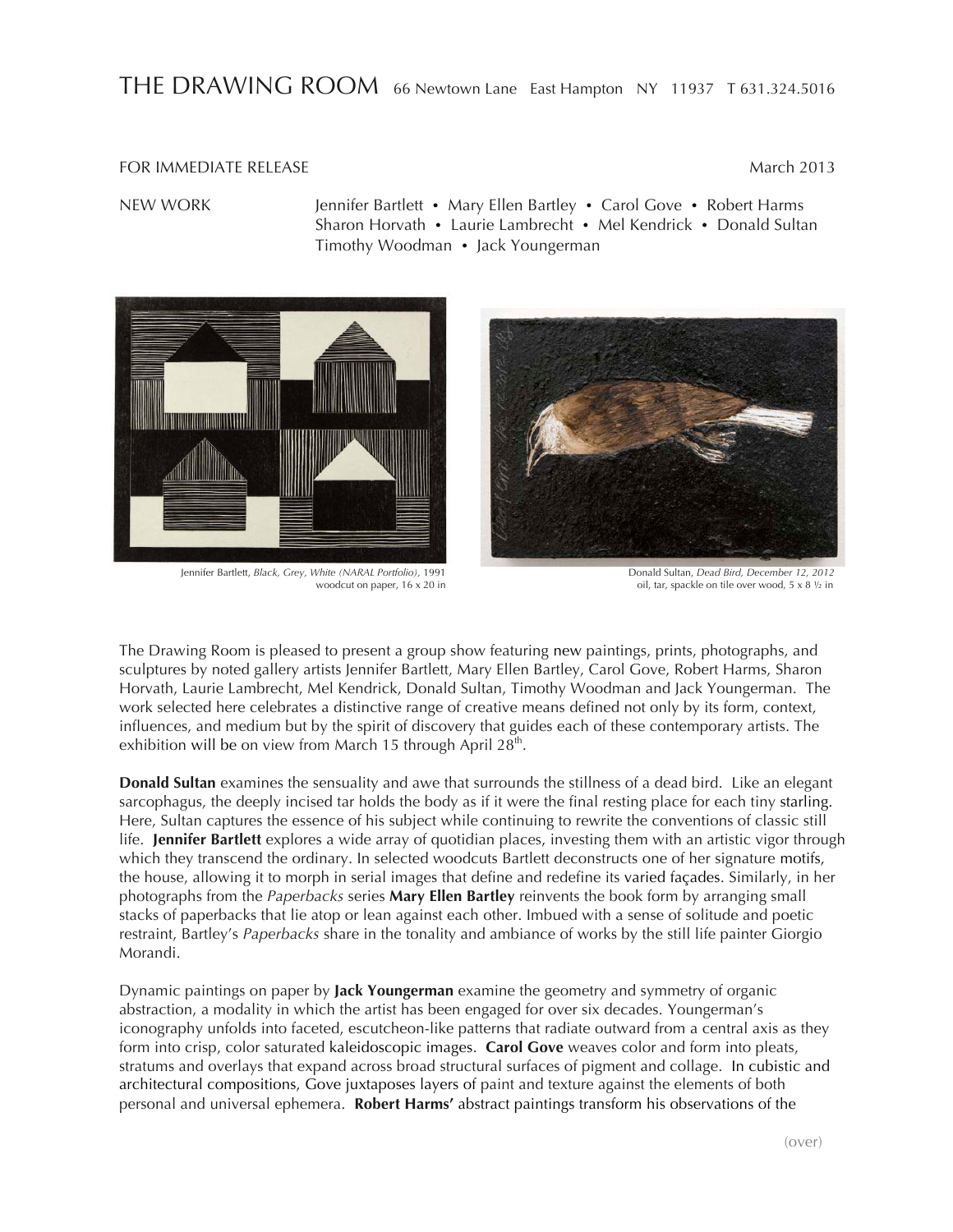# THE DRAWING ROOM 66 Newtown Lane East Hampton NY 11937 T 631.324.5016

FOR IMMEDIATE RELEASE March 2013

NEW WORK Jennifer Bartlett • Mary Ellen Bartley • Carol Gove • Robert Harms • Sharon Horvath • Laurie Lambrecht • Mel Kendrick • Donald Sultan • Timothy Woodman • Jack Youngerman

Jennifer Bartlett, *Black, Grey, White (NARAL Portfolio)*, 1991
woodcut on paper, 16 x 20 in

Donald Sultan, *Dead Bird, December 12, 2012*
oil, tar, spackle on tile over wood, 5 x 8 ½ in

The Drawing Room is pleased to present a group show featuring new paintings, prints, photographs, and sculptures by noted gallery artists Jennifer Bartlett, Mary Ellen Bartley, Carol Gove, Robert Harms, Sharon Horvath, Laurie Lambrecht, Mel Kendrick, Donald Sultan, Timothy Woodman and Jack Youngerman. The work selected here celebrates a distinctive range of creative means defined not only by its form, context, influences, and medium but by the spirit of discovery that guides each of these contemporary artists. The exhibition will be on view from March 15 through April 28th.

**Donald Sultan** examines the sensuality and awe that surrounds the stillness of a dead bird. Like an elegant sarcophagus, the deeply incised tar holds the body as if it were the final resting place for each tiny starling. Here, Sultan captures the essence of his subject while continuing to rewrite the conventions of classic still life. **Jennifer Bartlett** explores a wide array of quotidian places, investing them with an artistic vigor through which they transcend the ordinary. In selected woodcuts Bartlett deconstructs one of her signature motifs, the house, allowing it to morph in serial images that define and redefine its varied façades. Similarly, in her photographs from the *Paperbacks* series **Mary Ellen Bartley** reinvents the book form by arranging small stacks of paperbacks that lie atop or lean against each other. Imbued with a sense of solitude and poetic restraint, Bartley's *Paperbacks* share in the tonality and ambiance of works by the still life painter Giorgio Morandi.

Dynamic paintings on paper by **Jack Youngerman** examine the geometry and symmetry of organic abstraction, a modality in which the artist has been engaged for over six decades. Youngerman's iconography unfolds into faceted, escutcheon-like patterns that radiate outward from a central axis as they form into crisp, color saturated kaleidoscopic images. **Carol Gove** weaves color and form into pleats, stratums and overlays that expand across broad structural surfaces of pigment and collage. In cubistic and architectural compositions, Gove juxtaposes layers of paint and texture against the elements of both personal and universal ephemera. **Robert Harms'** abstract paintings transform his observations of the

(over)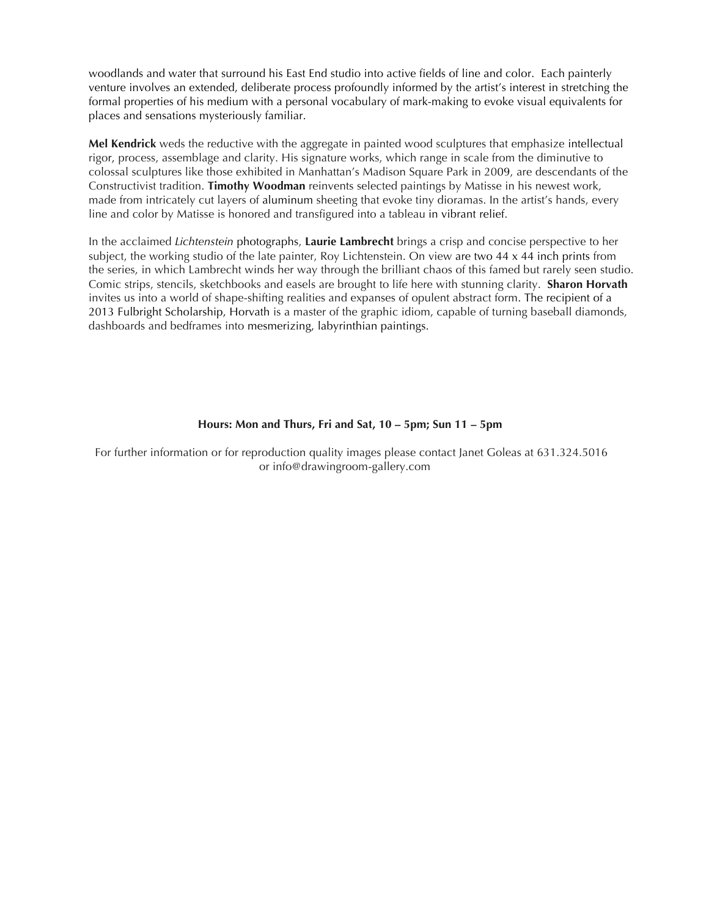woodlands and water that surround his East End studio into active fields of line and color. Each painterly venture involves an extended, deliberate process profoundly informed by the artist's interest in stretching the formal properties of his medium with a personal vocabulary of mark-making to evoke visual equivalents for places and sensations mysteriously familiar.

**Mel Kendrick** weds the reductive with the aggregate in painted wood sculptures that emphasize intellectual rigor, process, assemblage and clarity. His signature works, which range in scale from the diminutive to colossal sculptures like those exhibited in Manhattan's Madison Square Park in 2009, are descendants of the Constructivist tradition. **Timothy Woodman** reinvents selected paintings by Matisse in his newest work, made from intricately cut layers of aluminum sheeting that evoke tiny dioramas. In the artist's hands, every line and color by Matisse is honored and transfigured into a tableau in vibrant relief.

In the acclaimed *Lichtenstein* photographs, **Laurie Lambrecht** brings a crisp and concise perspective to her subject, the working studio of the late painter, Roy Lichtenstein. On view are two 44 x 44 inch prints from the series, in which Lambrecht winds her way through the brilliant chaos of this famed but rarely seen studio. Comic strips, stencils, sketchbooks and easels are brought to life here with stunning clarity. **Sharon Horvath** invites us into a world of shape-shifting realities and expanses of opulent abstract form. The recipient of a 2013 Fulbright Scholarship, Horvath is a master of the graphic idiom, capable of turning baseball diamonds, dashboards and bedframes into mesmerizing, labyrinthian paintings.

**Hours: Mon and Thurs, Fri and Sat, 10 – 5pm; Sun 11 – 5pm**

For further information or for reproduction quality images please contact Janet Goleas at 631.324.5016 or info@drawingroom-gallery.com